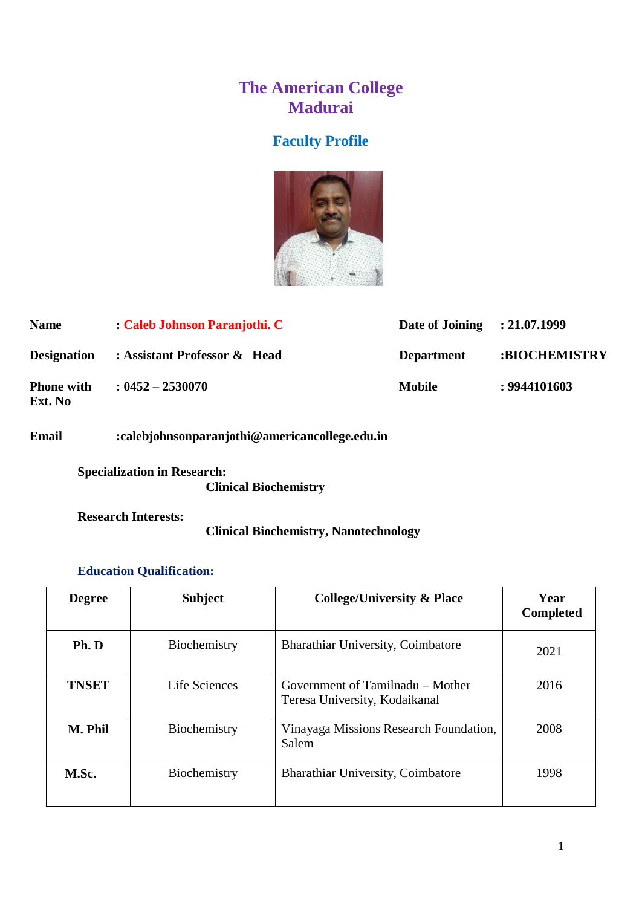# The American College
# Madurai

## Faculty Profile

| | | | |
|---|---|---|---|
| **Name** | : Caleb Johnson Paranjothi. C | **Date of Joining** | : 21.07.1999 |
| **Designation** | : Assistant Professor & Head | **Department** | :BIOCHEMISTRY |
| **Phone with Ext. No** | : 0452 – 2530070 | **Mobile** | : 9944101603 |

**Email** :calebjohnsonparanjothi@americancollege.edu.in

**Specialization in Research:**
**Clinical Biochemistry**

**Research Interests:**
**Clinical Biochemistry, Nanotechnology**

### Education Qualification:

| Degree | Subject | College/University & Place | Year Completed |
|---|---|---|---|
| **Ph. D** | Biochemistry | Bharathiar University, Coimbatore | 2021 |
| **TNSET** | Life Sciences | Government of Tamilnadu – Mother Teresa University, Kodaikanal | 2016 |
| **M. Phil** | Biochemistry | Vinayaga Missions Research Foundation, Salem | 2008 |
| **M.Sc.** | Biochemistry | Bharathiar University, Coimbatore | 1998 |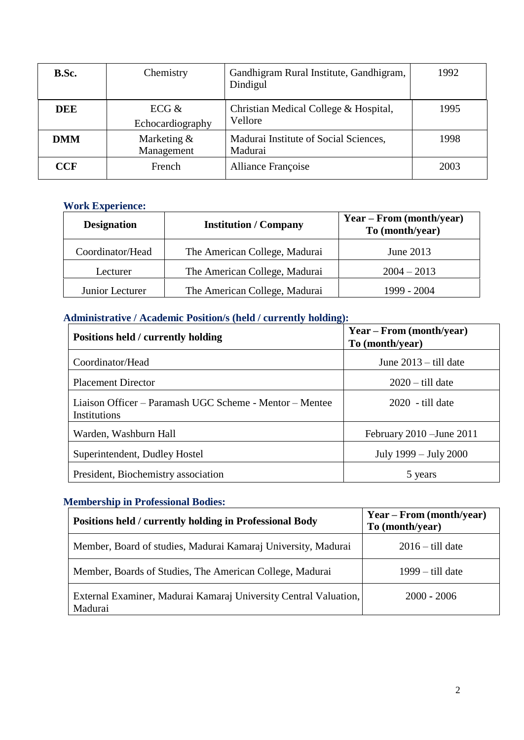| **B.Sc.** | Chemistry | Gandhigram Rural Institute, Gandhigram, Dindigul | 1992 |
|---|---|---|---|
| **DEE** | ECG & Echocardiography | Christian Medical College & Hospital, Vellore | 1995 |
| **DMM** | Marketing & Management | Madurai Institute of Social Sciences, Madurai | 1998 |
| **CCF** | French | Alliance Françoise | 2003 |

### Work Experience:

| Designation | Institution / Company | Year – From (month/year) To (month/year) |
|---|---|---|
| Coordinator/Head | The American College, Madurai | June 2013 |
| Lecturer | The American College, Madurai | 2004 – 2013 |
| Junior Lecturer | The American College, Madurai | 1999 - 2004 |

### Administrative / Academic Position/s (held / currently holding):

| Positions held / currently holding | Year – From (month/year) To (month/year) |
|---|---|
| Coordinator/Head | June 2013 – till date |
| Placement Director | 2020 – till date |
| Liaison Officer – Paramash UGC Scheme - Mentor – Mentee Institutions | 2020 - till date |
| Warden, Washburn Hall | February 2010 –June 2011 |
| Superintendent, Dudley Hostel | July 1999 – July 2000 |
| President, Biochemistry association | 5 years |

### Membership in Professional Bodies:

| Positions held / currently holding in Professional Body | Year – From (month/year) To (month/year) |
|---|---|
| Member, Board of studies, Madurai Kamaraj University, Madurai | 2016 – till date |
| Member, Boards of Studies, The American College, Madurai | 1999 – till date |
| External Examiner, Madurai Kamaraj University Central Valuation, Madurai | 2000 - 2006 |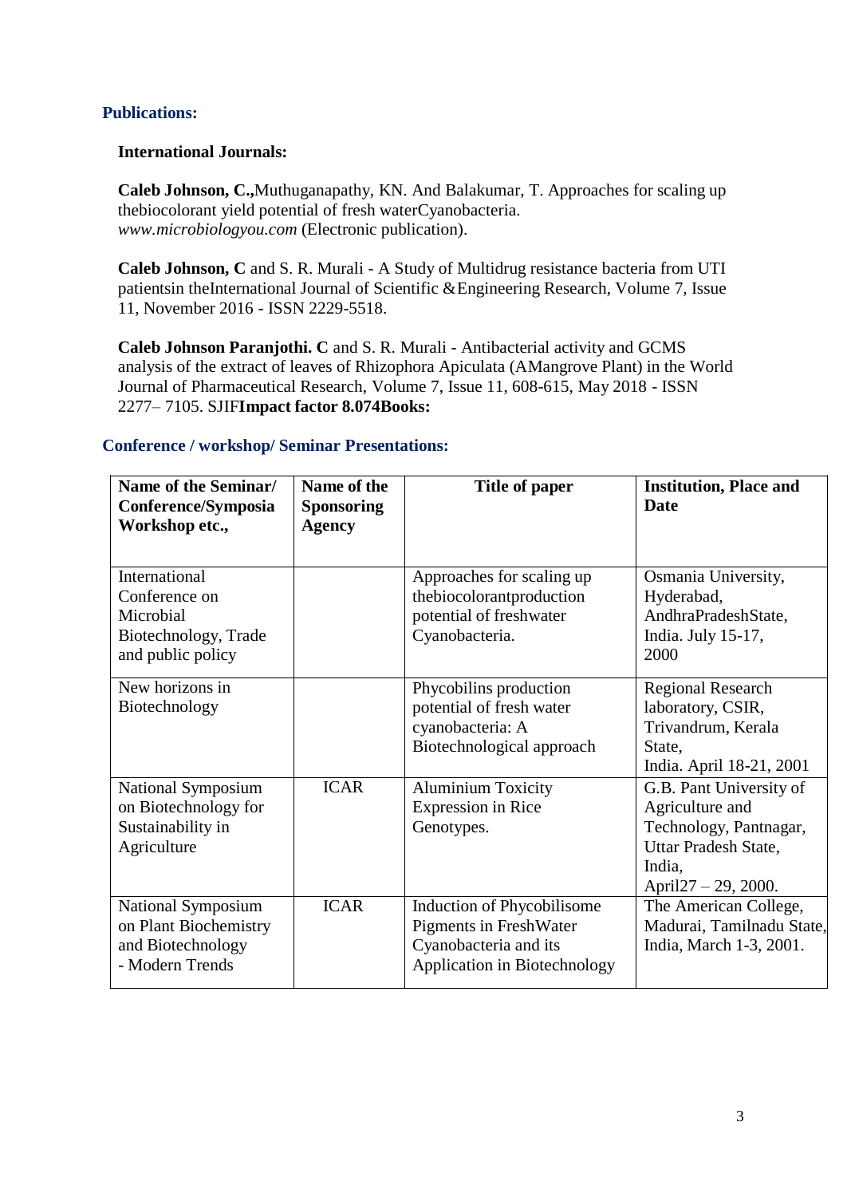## Publications:

### International Journals:

**Caleb Johnson, C.,**Muthuganapathy, KN. And Balakumar, T. Approaches for scaling up thebiocolorant yield potential of fresh waterCyanobacteria. *www.microbiologyou.com* (Electronic publication).

**Caleb Johnson, C** and S. R. Murali - A Study of Multidrug resistance bacteria from UTI patientsin theInternational Journal of Scientific &Engineering Research, Volume 7, Issue 11, November 2016 - ISSN 2229-5518.

**Caleb Johnson Paranjothi. C** and S. R. Murali - Antibacterial activity and GCMS analysis of the extract of leaves of Rhizophora Apiculata (AMangrove Plant) in the World Journal of Pharmaceutical Research, Volume 7, Issue 11, 608-615, May 2018 - ISSN 2277– 7105. SJIF**Impact factor 8.074Books:**

## Conference / workshop/ Seminar Presentations:

| Name of the Seminar/ Conference/Symposia Workshop etc., | Name of the Sponsoring Agency | Title of paper | Institution, Place and Date |
|---|---|---|---|
| International Conference on Microbial Biotechnology, Trade and public policy | | Approaches for scaling up thebiocolorantproduction potential of freshwater Cyanobacteria. | Osmania University, Hyderabad, AndhraPradeshState, India. July 15-17, 2000 |
| New horizons in Biotechnology | | Phycobilins production potential of fresh water cyanobacteria: A Biotechnological approach | Regional Research laboratory, CSIR, Trivandrum, Kerala State, India. April 18-21, 2001 |
| National Symposium on Biotechnology for Sustainability in Agriculture | ICAR | Aluminium Toxicity Expression in Rice Genotypes. | G.B. Pant University of Agriculture and Technology, Pantnagar, Uttar Pradesh State, India, April27 – 29, 2000. |
| National Symposium on Plant Biochemistry and Biotechnology - Modern Trends | ICAR | Induction of Phycobilisome Pigments in FreshWater Cyanobacteria and its Application in Biotechnology | The American College, Madurai, Tamilnadu State, India, March 1-3, 2001. |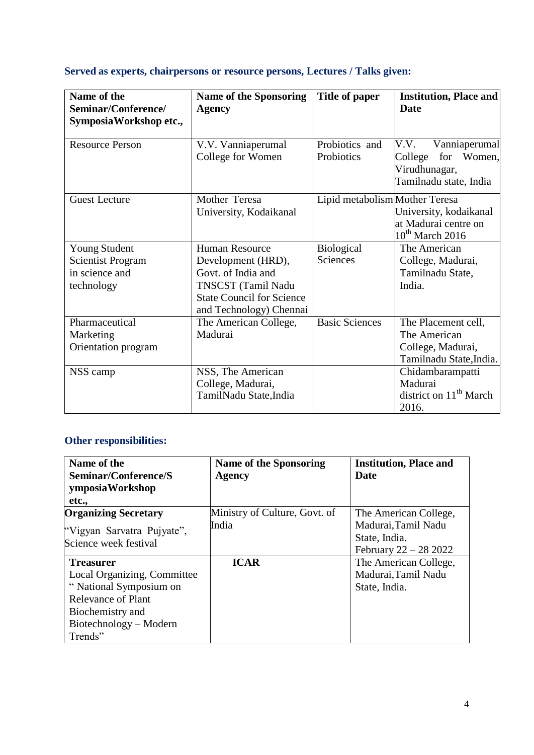### Served as experts, chairpersons or resource persons, Lectures / Talks given:

| Name of the Seminar/Conference/ SymposiaWorkshop etc., | Name of the Sponsoring Agency | Title of paper | Institution, Place and Date |
|---|---|---|---|
| Resource Person | V.V. Vanniaperumal College for Women | Probiotics and Probiotics | V.V. Vanniaperumal College for Women, Virudhunagar, Tamilnadu state, India |
| Guest Lecture | Mother Teresa University, Kodaikanal | Lipid metabolism | Mother Teresa University, kodaikanal at Madurai centre on 10th March 2016 |
| Young Student Scientist Program in science and technology | Human Resource Development (HRD), Govt. of India and TNSCST (Tamil Nadu State Council for Science and Technology) Chennai | Biological Sciences | The American College, Madurai, Tamilnadu State, India. |
| Pharmaceutical Marketing Orientation program | The American College, Madurai | Basic Sciences | The Placement cell, The American College, Madurai, Tamilnadu State,India. |
| NSS camp | NSS, The American College, Madurai, TamilNadu State,India | | Chidambarampatti Madurai district on 11th March 2016. |

### Other responsibilities:

| Name of the Seminar/Conference/SymposiaWorkshop etc., | Name of the Sponsoring Agency | Institution, Place and Date |
|---|---|---|
| **Organizing Secretary** "Vigyan Sarvatra Pujyate", Science week festival | Ministry of Culture, Govt. of India | The American College, Madurai,Tamil Nadu State, India. February 22 – 28 2022 |
| **Treasurer** Local Organizing, Committee " National Symposium on Relevance of Plant Biochemistry and Biotechnology – Modern Trends" | **ICAR** | The American College, Madurai,Tamil Nadu State, India. |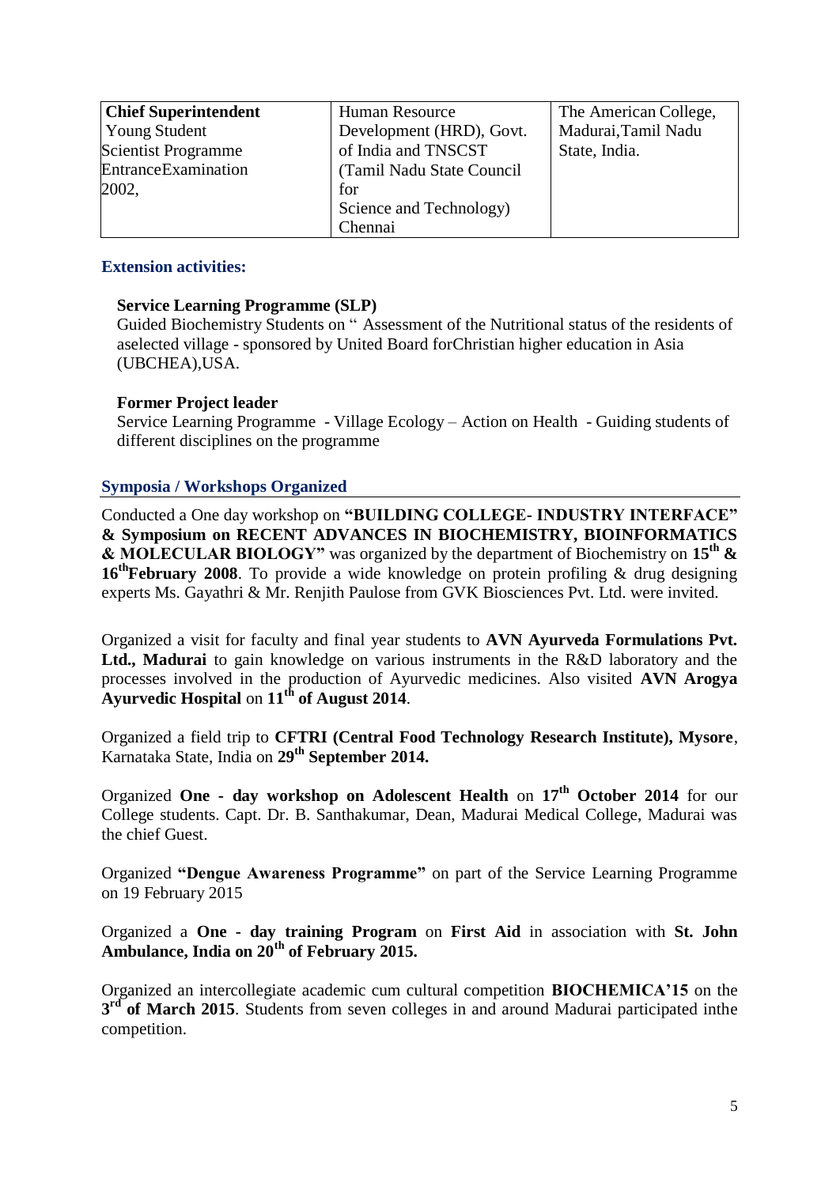| **Chief Superintendent** Young Student Scientist Programme EntranceExamination 2002, | Human Resource Development (HRD), Govt. of India and TNSCST (Tamil Nadu State Council for Science and Technology) Chennai | The American College, Madurai,Tamil Nadu State, India. |
|---|---|---|

## Extension activities:

**Service Learning Programme (SLP)**
Guided Biochemistry Students on " Assessment of the Nutritional status of the residents of aselected village - sponsored by United Board forChristian higher education in Asia (UBCHEA),USA.

**Former Project leader**
Service Learning Programme - Village Ecology – Action on Health - Guiding students of different disciplines on the programme

## Symposia / Workshops Organized

Conducted a One day workshop on **"BUILDING COLLEGE- INDUSTRY INTERFACE" & Symposium on RECENT ADVANCES IN BIOCHEMISTRY, BIOINFORMATICS & MOLECULAR BIOLOGY"** was organized by the department of Biochemistry on **15th & 16thFebruary 2008**. To provide a wide knowledge on protein profiling & drug designing experts Ms. Gayathri & Mr. Renjith Paulose from GVK Biosciences Pvt. Ltd. were invited.

Organized a visit for faculty and final year students to **AVN Ayurveda Formulations Pvt. Ltd., Madurai** to gain knowledge on various instruments in the R&D laboratory and the processes involved in the production of Ayurvedic medicines. Also visited **AVN Arogya Ayurvedic Hospital** on **11th of August 2014**.

Organized a field trip to **CFTRI (Central Food Technology Research Institute), Mysore**, Karnataka State, India on **29th September 2014.**

Organized **One - day workshop on Adolescent Health** on **17th October 2014** for our College students. Capt. Dr. B. Santhakumar, Dean, Madurai Medical College, Madurai was the chief Guest.

Organized **"Dengue Awareness Programme"** on part of the Service Learning Programme on 19 February 2015

Organized a **One - day training Program** on **First Aid** in association with **St. John Ambulance, India on 20th of February 2015.**

Organized an intercollegiate academic cum cultural competition **BIOCHEMICA'15** on the **3rd of March 2015**. Students from seven colleges in and around Madurai participated inthe competition.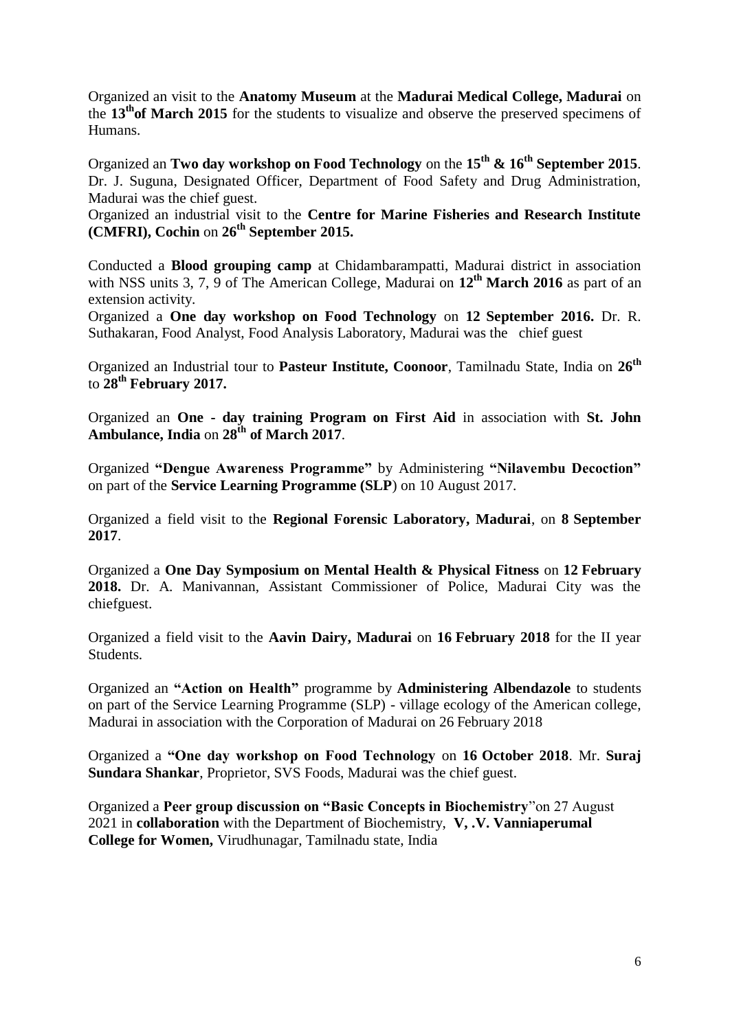Organized an visit to the **Anatomy Museum** at the **Madurai Medical College, Madurai** on the **13th of March 2015** for the students to visualize and observe the preserved specimens of Humans.

Organized an **Two day workshop on Food Technology** on the **15th & 16th September 2015**. Dr. J. Suguna, Designated Officer, Department of Food Safety and Drug Administration, Madurai was the chief guest.

Organized an industrial visit to the **Centre for Marine Fisheries and Research Institute (CMFRI), Cochin** on **26th September 2015.**

Conducted a **Blood grouping camp** at Chidambarampatti, Madurai district in association with NSS units 3, 7, 9 of The American College, Madurai on **12th March 2016** as part of an extension activity.

Organized a **One day workshop on Food Technology** on **12 September 2016.** Dr. R. Suthakaran, Food Analyst, Food Analysis Laboratory, Madurai was the chief guest

Organized an Industrial tour to **Pasteur Institute, Coonoor**, Tamilnadu State, India on **26th** to **28th February 2017.**

Organized an **One - day training Program on First Aid** in association with **St. John Ambulance, India** on **28th of March 2017**.

Organized **"Dengue Awareness Programme"** by Administering **"Nilavembu Decoction"** on part of the **Service Learning Programme (SLP**) on 10 August 2017.

Organized a field visit to the **Regional Forensic Laboratory, Madurai**, on **8 September 2017**.

Organized a **One Day Symposium on Mental Health & Physical Fitness** on **12 February 2018.** Dr. A. Manivannan, Assistant Commissioner of Police, Madurai City was the chiefguest.

Organized a field visit to the **Aavin Dairy, Madurai** on **16 February 2018** for the II year Students.

Organized an **"Action on Health"** programme by **Administering Albendazole** to students on part of the Service Learning Programme (SLP) - village ecology of the American college, Madurai in association with the Corporation of Madurai on 26 February 2018

Organized a **"One day workshop on Food Technology** on **16 October 2018**. Mr. **Suraj Sundara Shankar**, Proprietor, SVS Foods, Madurai was the chief guest.

Organized a **Peer group discussion on "Basic Concepts in Biochemistry**"on 27 August 2021 in **collaboration** with the Department of Biochemistry, **V, .V. Vanniaperumal College for Women,** Virudhunagar, Tamilnadu state, India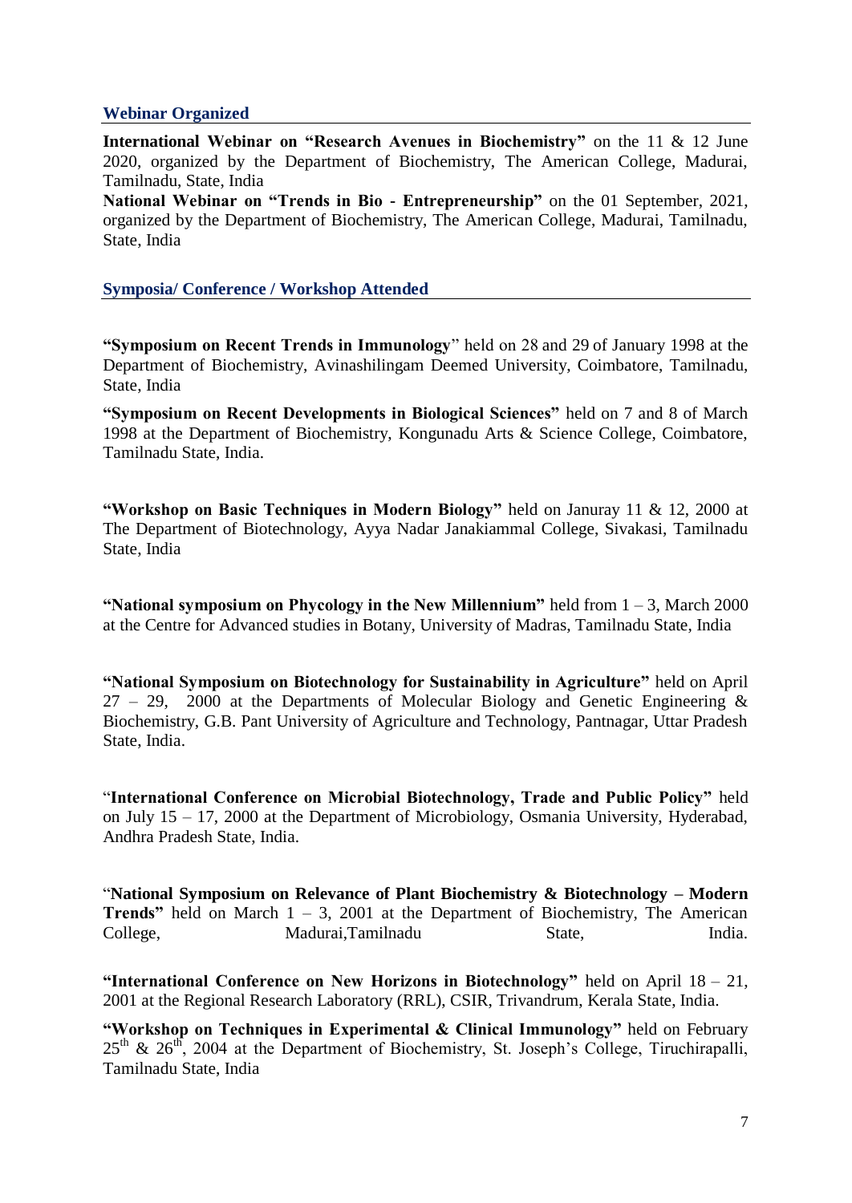## Webinar Organized

**International Webinar on "Research Avenues in Biochemistry"** on the 11 & 12 June 2020, organized by the Department of Biochemistry, The American College, Madurai, Tamilnadu, State, India

**National Webinar on "Trends in Bio - Entrepreneurship"** on the 01 September, 2021, organized by the Department of Biochemistry, The American College, Madurai, Tamilnadu, State, India

## Symposia/ Conference / Workshop Attended

**"Symposium on Recent Trends in Immunology**" held on 28 and 29 of January 1998 at the Department of Biochemistry, Avinashilingam Deemed University, Coimbatore, Tamilnadu, State, India

**"Symposium on Recent Developments in Biological Sciences"** held on 7 and 8 of March 1998 at the Department of Biochemistry, Kongunadu Arts & Science College, Coimbatore, Tamilnadu State, India.

**"Workshop on Basic Techniques in Modern Biology"** held on Januray 11 & 12, 2000 at The Department of Biotechnology, Ayya Nadar Janakiammal College, Sivakasi, Tamilnadu State, India

**"National symposium on Phycology in the New Millennium"** held from 1 – 3, March 2000 at the Centre for Advanced studies in Botany, University of Madras, Tamilnadu State, India

**"National Symposium on Biotechnology for Sustainability in Agriculture"** held on April 27 – 29, 2000 at the Departments of Molecular Biology and Genetic Engineering & Biochemistry, G.B. Pant University of Agriculture and Technology, Pantnagar, Uttar Pradesh State, India.

"**International Conference on Microbial Biotechnology, Trade and Public Policy"** held on July 15 – 17, 2000 at the Department of Microbiology, Osmania University, Hyderabad, Andhra Pradesh State, India.

"**National Symposium on Relevance of Plant Biochemistry & Biotechnology – Modern Trends"** held on March 1 – 3, 2001 at the Department of Biochemistry, The American College, Madurai,Tamilnadu State, India.

**"International Conference on New Horizons in Biotechnology"** held on April 18 – 21, 2001 at the Regional Research Laboratory (RRL), CSIR, Trivandrum, Kerala State, India.

**"Workshop on Techniques in Experimental & Clinical Immunology"** held on February 25th & 26th, 2004 at the Department of Biochemistry, St. Joseph's College, Tiruchirapalli, Tamilnadu State, India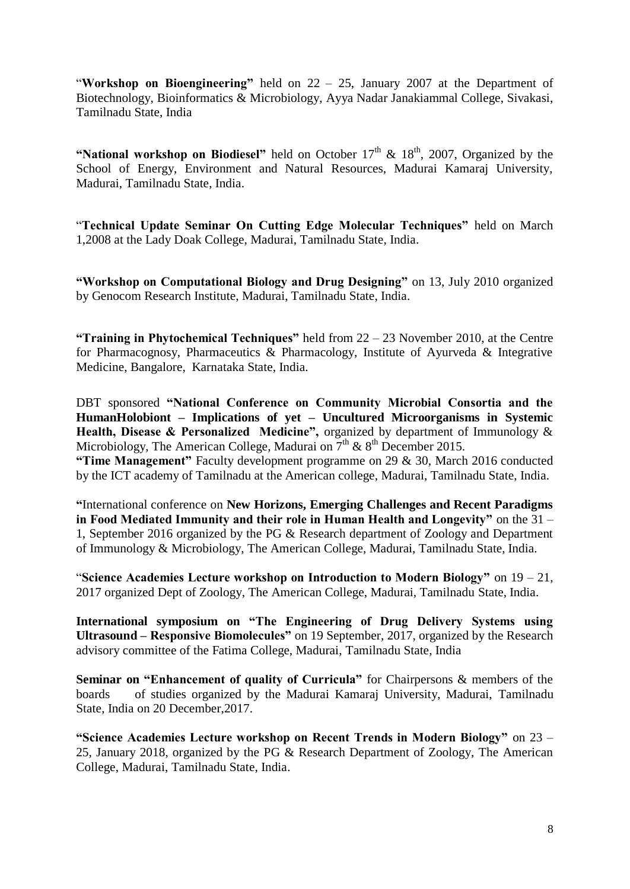"**Workshop on Bioengineering"** held on 22 – 25, January 2007 at the Department of Biotechnology, Bioinformatics & Microbiology, Ayya Nadar Janakiammal College, Sivakasi, Tamilnadu State, India

**"National workshop on Biodiesel"** held on October $17^{th}$ & $18^{th}$, 2007, Organized by the School of Energy, Environment and Natural Resources, Madurai Kamaraj University, Madurai, Tamilnadu State, India.

"**Technical Update Seminar On Cutting Edge Molecular Techniques"** held on March 1,2008 at the Lady Doak College, Madurai, Tamilnadu State, India.

**"Workshop on Computational Biology and Drug Designing"** on 13, July 2010 organized by Genocom Research Institute, Madurai, Tamilnadu State, India.

**"Training in Phytochemical Techniques"** held from 22 – 23 November 2010, at the Centre for Pharmacognosy, Pharmaceutics & Pharmacology, Institute of Ayurveda & Integrative Medicine, Bangalore, Karnataka State, India.

DBT sponsored **"National Conference on Community Microbial Consortia and the HumanHolobiont – Implications of yet – Uncultured Microorganisms in Systemic Health, Disease & Personalized Medicine",** organized by department of Immunology & Microbiology, The American College, Madurai on $7^{th}$ & $8^{th}$ December 2015.

**"Time Management"** Faculty development programme on 29 & 30, March 2016 conducted by the ICT academy of Tamilnadu at the American college, Madurai, Tamilnadu State, India.

**"**International conference on **New Horizons, Emerging Challenges and Recent Paradigms in Food Mediated Immunity and their role in Human Health and Longevity"** on the 31 – 1, September 2016 organized by the PG & Research department of Zoology and Department of Immunology & Microbiology, The American College, Madurai, Tamilnadu State, India.

"**Science Academies Lecture workshop on Introduction to Modern Biology"** on 19 – 21, 2017 organized Dept of Zoology, The American College, Madurai, Tamilnadu State, India.

**International symposium on "The Engineering of Drug Delivery Systems using Ultrasound – Responsive Biomolecules"** on 19 September, 2017, organized by the Research advisory committee of the Fatima College, Madurai, Tamilnadu State, India

**Seminar on "Enhancement of quality of Curricula"** for Chairpersons & members of the boards of studies organized by the Madurai Kamaraj University, Madurai, Tamilnadu State, India on 20 December,2017.

**"Science Academies Lecture workshop on Recent Trends in Modern Biology"** on 23 – 25, January 2018, organized by the PG & Research Department of Zoology, The American College, Madurai, Tamilnadu State, India.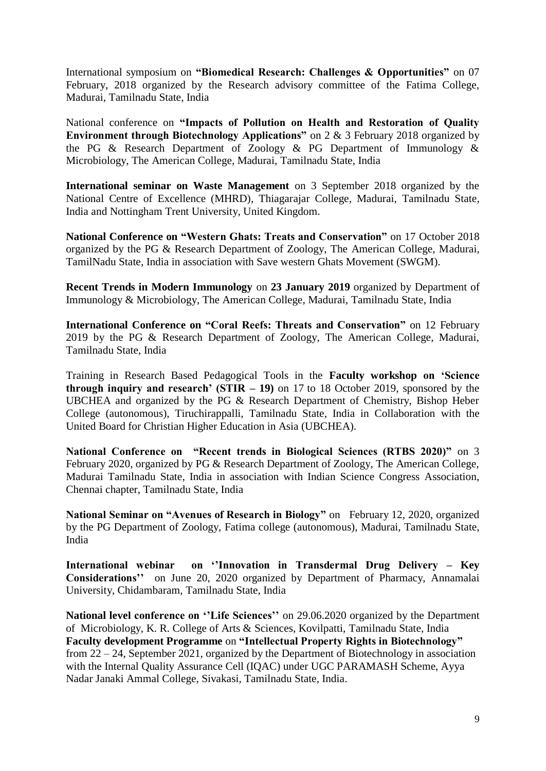International symposium on **"Biomedical Research: Challenges & Opportunities"** on 07 February, 2018 organized by the Research advisory committee of the Fatima College, Madurai, Tamilnadu State, India

National conference on **"Impacts of Pollution on Health and Restoration of Quality Environment through Biotechnology Applications"** on 2 & 3 February 2018 organized by the PG & Research Department of Zoology & PG Department of Immunology & Microbiology, The American College, Madurai, Tamilnadu State, India

**International seminar on Waste Management** on 3 September 2018 organized by the National Centre of Excellence (MHRD), Thiagarajar College, Madurai, Tamilnadu State, India and Nottingham Trent University, United Kingdom.

**National Conference on "Western Ghats: Treats and Conservation"** on 17 October 2018 organized by the PG & Research Department of Zoology, The American College, Madurai, TamilNadu State, India in association with Save western Ghats Movement (SWGM).

**Recent Trends in Modern Immunology** on **23 January 2019** organized by Department of Immunology & Microbiology, The American College, Madurai, Tamilnadu State, India

**International Conference on "Coral Reefs: Threats and Conservation"** on 12 February 2019 by the PG & Research Department of Zoology, The American College, Madurai, Tamilnadu State, India

Training in Research Based Pedagogical Tools in the **Faculty workshop on 'Science through inquiry and research' (STIR – 19)** on 17 to 18 October 2019, sponsored by the UBCHEA and organized by the PG & Research Department of Chemistry, Bishop Heber College (autonomous), Tiruchirappalli, Tamilnadu State, India in Collaboration with the United Board for Christian Higher Education in Asia (UBCHEA).

**National Conference on "Recent trends in Biological Sciences (RTBS 2020)"** on 3 February 2020, organized by PG & Research Department of Zoology, The American College, Madurai Tamilnadu State, India in association with Indian Science Congress Association, Chennai chapter, Tamilnadu State, India

**National Seminar on "Avenues of Research in Biology"** on February 12, 2020, organized by the PG Department of Zoology, Fatima college (autonomous), Madurai, Tamilnadu State, India

**International webinar on ''Innovation in Transdermal Drug Delivery – Key Considerations''** on June 20, 2020 organized by Department of Pharmacy, Annamalai University, Chidambaram, Tamilnadu State, India

**National level conference on ''Life Sciences''** on 29.06.2020 organized by the Department of Microbiology, K. R. College of Arts & Sciences, Kovilpatti, Tamilnadu State, India

**Faculty development Programme** on **"Intellectual Property Rights in Biotechnology"** from 22 – 24, September 2021, organized by the Department of Biotechnology in association with the Internal Quality Assurance Cell (IQAC) under UGC PARAMASH Scheme, Ayya Nadar Janaki Ammal College, Sivakasi, Tamilnadu State, India.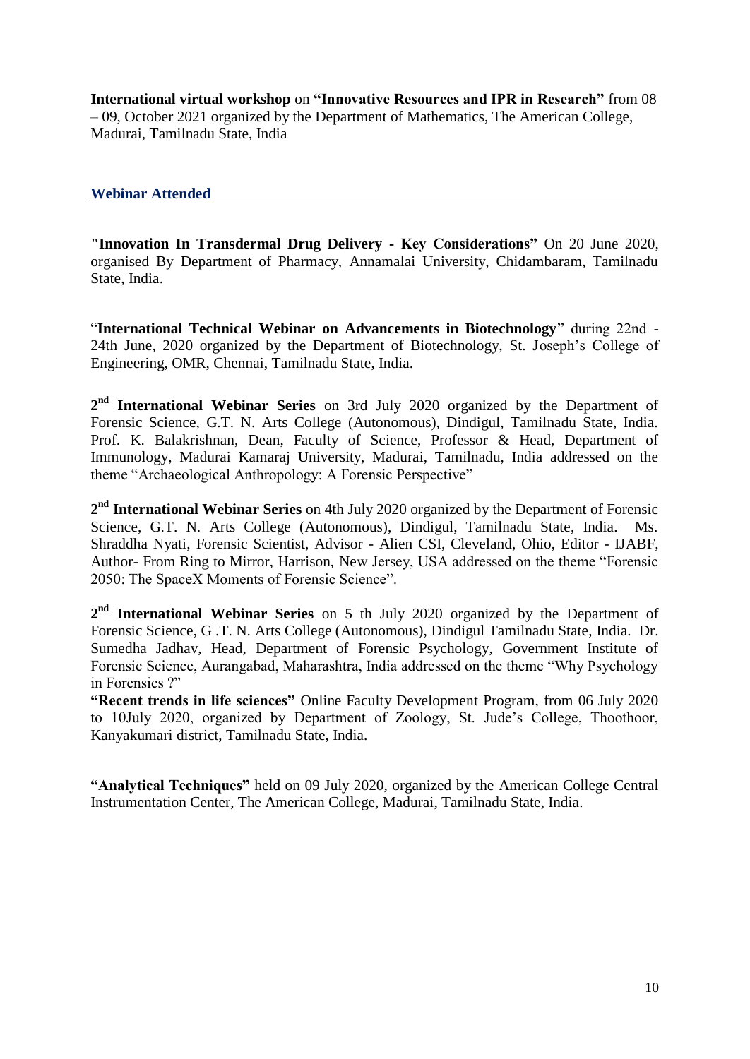**International virtual workshop** on **"Innovative Resources and IPR in Research"** from 08 – 09, October 2021 organized by the Department of Mathematics, The American College, Madurai, Tamilnadu State, India

## Webinar Attended

**"Innovation In Transdermal Drug Delivery - Key Considerations"** On 20 June 2020, organised By Department of Pharmacy, Annamalai University, Chidambaram, Tamilnadu State, India.

"**International Technical Webinar on Advancements in Biotechnology**" during 22nd - 24th June, 2020 organized by the Department of Biotechnology, St. Joseph's College of Engineering, OMR, Chennai, Tamilnadu State, India.

**2nd International Webinar Series** on 3rd July 2020 organized by the Department of Forensic Science, G.T. N. Arts College (Autonomous), Dindigul, Tamilnadu State, India. Prof. K. Balakrishnan, Dean, Faculty of Science, Professor & Head, Department of Immunology, Madurai Kamaraj University, Madurai, Tamilnadu, India addressed on the theme "Archaeological Anthropology: A Forensic Perspective"

**2nd International Webinar Series** on 4th July 2020 organized by the Department of Forensic Science, G.T. N. Arts College (Autonomous), Dindigul, Tamilnadu State, India. Ms. Shraddha Nyati, Forensic Scientist, Advisor - Alien CSI, Cleveland, Ohio, Editor - IJABF, Author- From Ring to Mirror, Harrison, New Jersey, USA addressed on the theme "Forensic 2050: The SpaceX Moments of Forensic Science".

**2nd International Webinar Series** on 5 th July 2020 organized by the Department of Forensic Science, G .T. N. Arts College (Autonomous), Dindigul Tamilnadu State, India. Dr. Sumedha Jadhav, Head, Department of Forensic Psychology, Government Institute of Forensic Science, Aurangabad, Maharashtra, India addressed on the theme "Why Psychology in Forensics ?"

**"Recent trends in life sciences"** Online Faculty Development Program, from 06 July 2020 to 10July 2020, organized by Department of Zoology, St. Jude's College, Thoothoor, Kanyakumari district, Tamilnadu State, India.

**"Analytical Techniques"** held on 09 July 2020, organized by the American College Central Instrumentation Center, The American College, Madurai, Tamilnadu State, India.